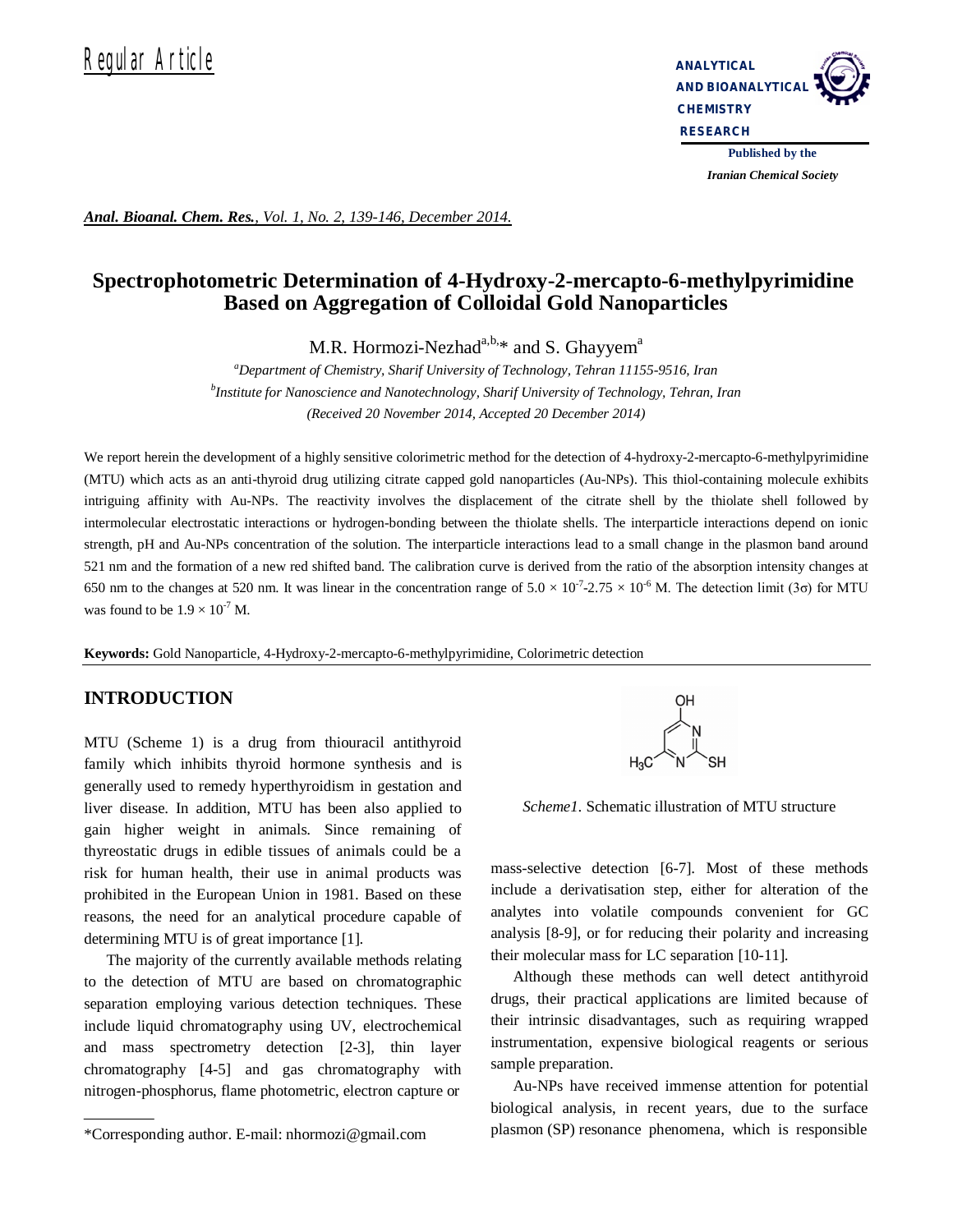Regular Article

# Spectrophotometric Determination of 4-Hydroxy-2-mercapto-6-methylpyrimidine Based on Aggregation of Colloidal Gold Nanoparticles

M.R. Hormozi-Nezhad[a,b,]* and S. Ghayyem[a]

[a]*Department of Chemistry, Sharif University of Technology, Tehran 11155-9516, Iran*

[b]*Institute for Nanoscience and Nanotechnology, Sharif University of Technology, Tehran, Iran*

*(Received 20 November 2014, Accepted 20 December 2014)*

We report herein the development of a highly sensitive colorimetric method for the detection of 4-hydroxy-2-mercapto-6-methylpyrimidine (MTU) which acts as an anti-thyroid drug utilizing citrate capped gold nanoparticles (Au-NPs). This thiol-containing molecule exhibits intriguing affinity with Au-NPs. The reactivity involves the displacement of the citrate shell by the thiolate shell followed by intermolecular electrostatic interactions or hydrogen-bonding between the thiolate shells. The interparticle interactions depend on ionic strength, pH and Au-NPs concentration of the solution. The interparticle interactions lead to a small change in the plasmon band around 521 nm and the formation of a new red shifted band. The calibration curve is derived from the ratio of the absorption intensity changes at 650 nm to the changes at 520 nm. It was linear in the concentration range of $5.0 \times 10^{-7}$-$2.75 \times 10^{-6}$ M. The detection limit (3σ) for MTU was found to be $1.9 \times 10^{-7}$ M.

**Keywords:** Gold Nanoparticle, 4-Hydroxy-2-mercapto-6-methylpyrimidine, Colorimetric detection

## INTRODUCTION

MTU (Scheme 1) is a drug from thiouracil antithyroid family which inhibits thyroid hormone synthesis and is generally used to remedy hyperthyroidism in gestation and liver disease. In addition, MTU has been also applied to gain higher weight in animals. Since remaining of thyreostatic drugs in edible tissues of animals could be a risk for human health, their use in animal products was prohibited in the European Union in 1981. Based on these reasons, the need for an analytical procedure capable of determining MTU is of great importance [1].

The majority of the currently available methods relating to the detection of MTU are based on chromatographic separation employing various detection techniques. These include liquid chromatography using UV, electrochemical and mass spectrometry detection [2-3], thin layer chromatography [4-5] and gas chromatography with nitrogen-phosphorus, flame photometric, electron capture or mass-selective detection [6-7]. Most of these methods include a derivatisation step, either for alteration of the analytes into volatile compounds convenient for GC analysis [8-9], or for reducing their polarity and increasing their molecular mass for LC separation [10-11].

*Scheme1.* Schematic illustration of MTU structure

Although these methods can well detect antithyroid drugs, their practical applications are limited because of their intrinsic disadvantages, such as requiring wrapped instrumentation, expensive biological reagents or serious sample preparation.

Au-NPs have received immense attention for potential biological analysis, in recent years, due to the surface plasmon (SP) resonance phenomena, which is responsible

*Corresponding author. E-mail: nhormozi@gmail.com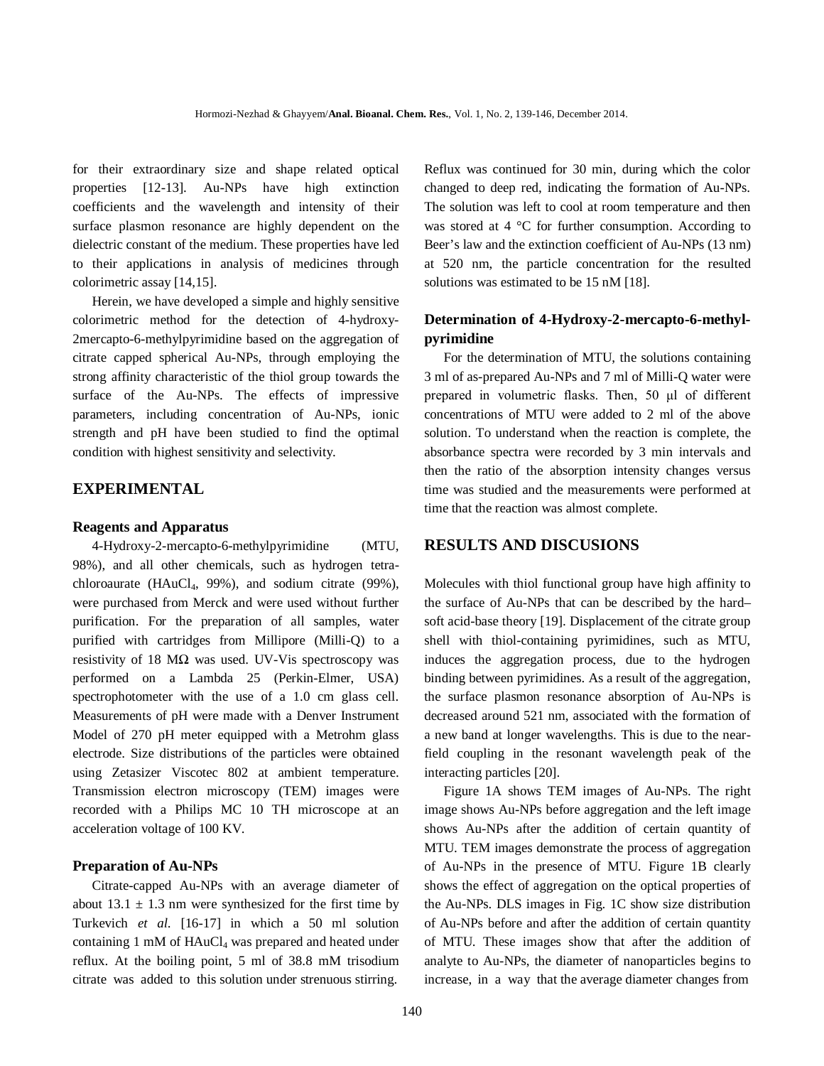for their extraordinary size and shape related optical properties [12-13]. Au-NPs have high extinction coefficients and the wavelength and intensity of their surface plasmon resonance are highly dependent on the dielectric constant of the medium. These properties have led to their applications in analysis of medicines through colorimetric assay [14,15].

Herein, we have developed a simple and highly sensitive colorimetric method for the detection of 4-hydroxy-2mercapto-6-methylpyrimidine based on the aggregation of citrate capped spherical Au-NPs, through employing the strong affinity characteristic of the thiol group towards the surface of the Au-NPs. The effects of impressive parameters, including concentration of Au-NPs, ionic strength and pH have been studied to find the optimal condition with highest sensitivity and selectivity.

## EXPERIMENTAL

### Reagents and Apparatus

4-Hydroxy-2-mercapto-6-methylpyrimidine (MTU, 98%), and all other chemicals, such as hydrogen tetra-chloroaurate ($HAuCl_4$, 99%), and sodium citrate (99%), were purchased from Merck and were used without further purification. For the preparation of all samples, water purified with cartridges from Millipore (Milli-Q) to a resistivity of 18 MΩ was used. UV-Vis spectroscopy was performed on a Lambda 25 (Perkin-Elmer, USA) spectrophotometer with the use of a 1.0 cm glass cell. Measurements of pH were made with a Denver Instrument Model of 270 pH meter equipped with a Metrohm glass electrode. Size distributions of the particles were obtained using Zetasizer Viscotec 802 at ambient temperature. Transmission electron microscopy (TEM) images were recorded with a Philips MC 10 TH microscope at an acceleration voltage of 100 KV.

### Preparation of Au-NPs

Citrate-capped Au-NPs with an average diameter of about 13.1 ± 1.3 nm were synthesized for the first time by Turkevich *et al.* [16-17] in which a 50 ml solution containing 1 mM of $HAuCl_4$ was prepared and heated under reflux. At the boiling point, 5 ml of 38.8 mM trisodium citrate was added to this solution under strenuous stirring. Reflux was continued for 30 min, during which the color changed to deep red, indicating the formation of Au-NPs. The solution was left to cool at room temperature and then was stored at 4 °C for further consumption. According to Beer's law and the extinction coefficient of Au-NPs (13 nm) at 520 nm, the particle concentration for the resulted solutions was estimated to be 15 nM [18].

### Determination of 4-Hydroxy-2-mercapto-6-methyl-pyrimidine

For the determination of MTU, the solutions containing 3 ml of as-prepared Au-NPs and 7 ml of Milli-Q water were prepared in volumetric flasks. Then, 50 μl of different concentrations of MTU were added to 2 ml of the above solution. To understand when the reaction is complete, the absorbance spectra were recorded by 3 min intervals and then the ratio of the absorption intensity changes versus time was studied and the measurements were performed at time that the reaction was almost complete.

## RESULTS AND DISCUSIONS

Molecules with thiol functional group have high affinity to the surface of Au-NPs that can be described by the hard–soft acid-base theory [19]. Displacement of the citrate group shell with thiol-containing pyrimidines, such as MTU, induces the aggregation process, due to the hydrogen binding between pyrimidines. As a result of the aggregation, the surface plasmon resonance absorption of Au-NPs is decreased around 521 nm, associated with the formation of a new band at longer wavelengths. This is due to the near-field coupling in the resonant wavelength peak of the interacting particles [20].

Figure 1A shows TEM images of Au-NPs. The right image shows Au-NPs before aggregation and the left image shows Au-NPs after the addition of certain quantity of MTU. TEM images demonstrate the process of aggregation of Au-NPs in the presence of MTU. Figure 1B clearly shows the effect of aggregation on the optical properties of the Au-NPs. DLS images in Fig. 1C show size distribution of Au-NPs before and after the addition of certain quantity of MTU. These images show that after the addition of analyte to Au-NPs, the diameter of nanoparticles begins to increase, in a way that the average diameter changes from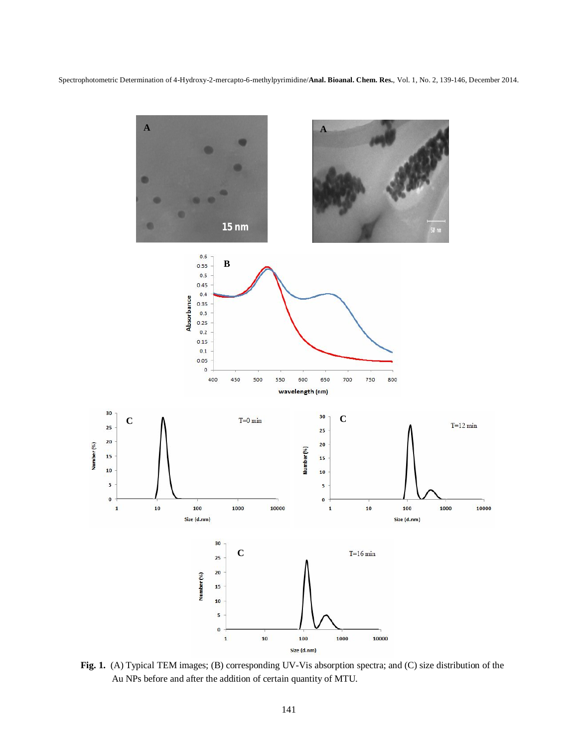**Fig. 1.** (A) Typical TEM images; (B) corresponding UV-Vis absorption spectra; and (C) size distribution of the Au NPs before and after the addition of certain quantity of MTU.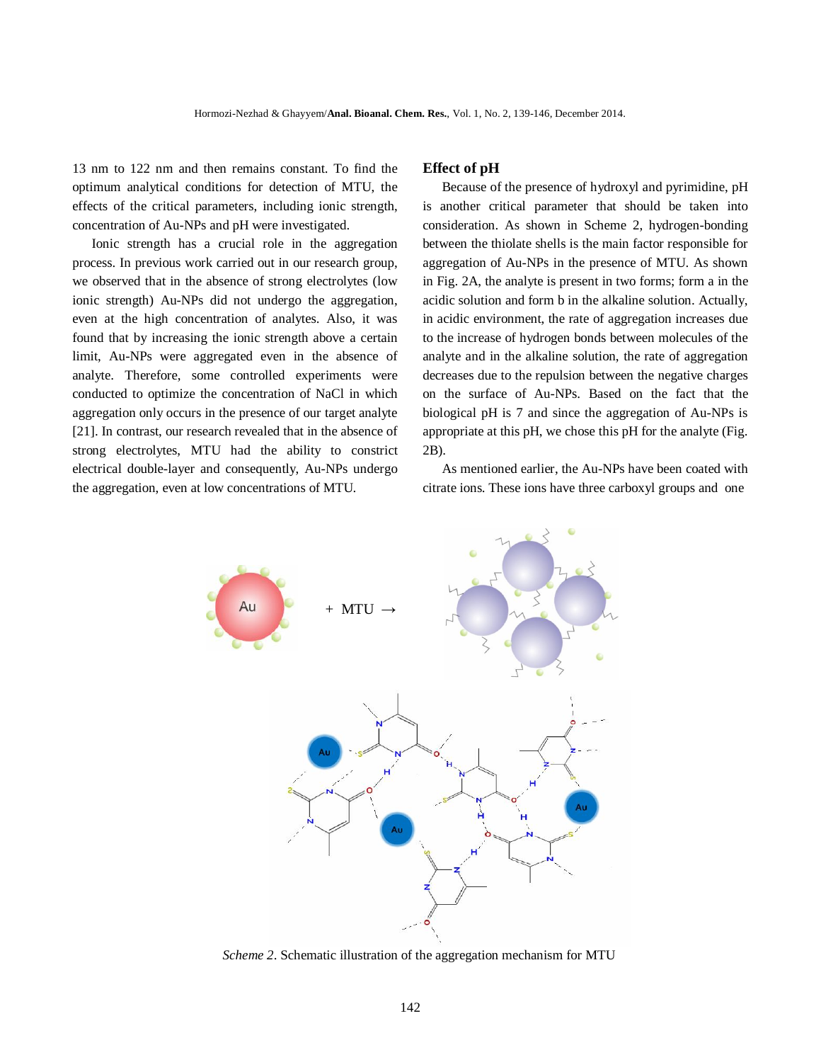13 nm to 122 nm and then remains constant. To find the optimum analytical conditions for detection of MTU, the effects of the critical parameters, including ionic strength, concentration of Au-NPs and pH were investigated.

Ionic strength has a crucial role in the aggregation process. In previous work carried out in our research group, we observed that in the absence of strong electrolytes (low ionic strength) Au-NPs did not undergo the aggregation, even at the high concentration of analytes. Also, it was found that by increasing the ionic strength above a certain limit, Au-NPs were aggregated even in the absence of analyte. Therefore, some controlled experiments were conducted to optimize the concentration of NaCl in which aggregation only occurs in the presence of our target analyte [21]. In contrast, our research revealed that in the absence of strong electrolytes, MTU had the ability to constrict electrical double-layer and consequently, Au-NPs undergo the aggregation, even at low concentrations of MTU.

### Effect of pH

Because of the presence of hydroxyl and pyrimidine, pH is another critical parameter that should be taken into consideration. As shown in Scheme 2, hydrogen-bonding between the thiolate shells is the main factor responsible for aggregation of Au-NPs in the presence of MTU. As shown in Fig. 2A, the analyte is present in two forms; form a in the acidic solution and form b in the alkaline solution. Actually, in acidic environment, the rate of aggregation increases due to the increase of hydrogen bonds between molecules of the analyte and in the alkaline solution, the rate of aggregation decreases due to the repulsion between the negative charges on the surface of Au-NPs. Based on the fact that the biological pH is 7 and since the aggregation of Au-NPs is appropriate at this pH, we chose this pH for the analyte (Fig. 2B).

As mentioned earlier, the Au-NPs have been coated with citrate ions. These ions have three carboxyl groups and one

*Scheme 2*. Schematic illustration of the aggregation mechanism for MTU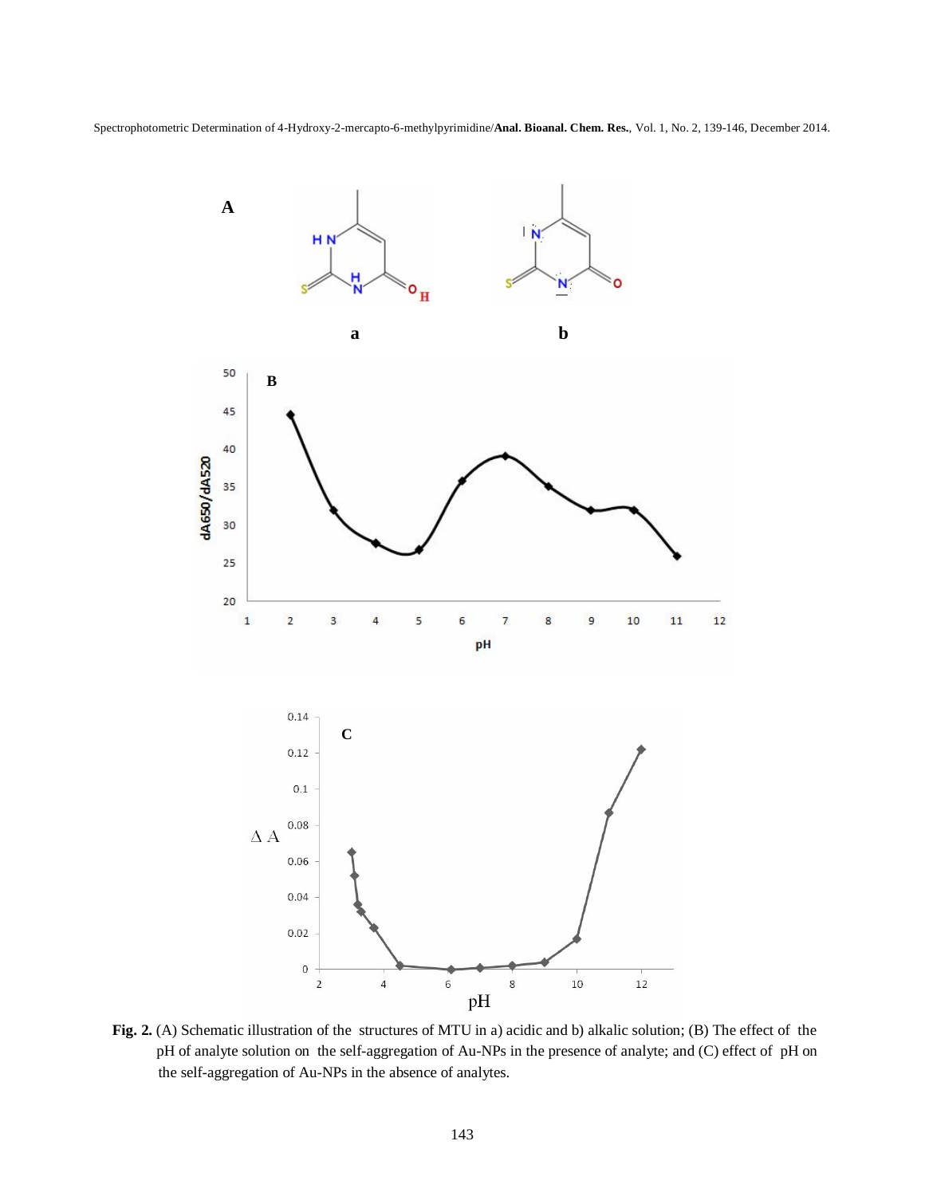**Fig. 2.** (A) Schematic illustration of the structures of MTU in a) acidic and b) alkalic solution; (B) The effect of the pH of analyte solution on the self-aggregation of Au-NPs in the presence of analyte; and (C) effect of pH on the self-aggregation of Au-NPs in the absence of analytes.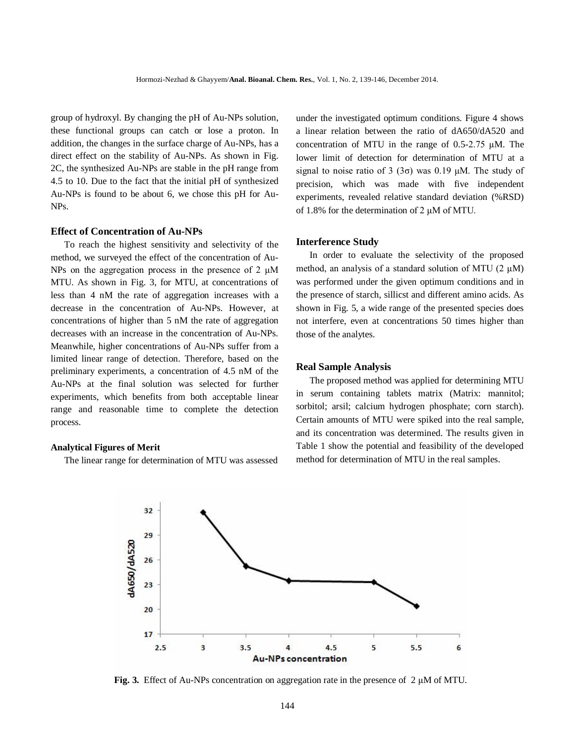group of hydroxyl. By changing the pH of Au-NPs solution, these functional groups can catch or lose a proton. In addition, the changes in the surface charge of Au-NPs, has a direct effect on the stability of Au-NPs. As shown in Fig. 2C, the synthesized Au-NPs are stable in the pH range from 4.5 to 10. Due to the fact that the initial pH of synthesized Au-NPs is found to be about 6, we chose this pH for Au-NPs.

### Effect of Concentration of Au-NPs

To reach the highest sensitivity and selectivity of the method, we surveyed the effect of the concentration of Au-NPs on the aggregation process in the presence of 2 μM MTU. As shown in Fig. 3, for MTU, at concentrations of less than 4 nM the rate of aggregation increases with a decrease in the concentration of Au-NPs. However, at concentrations of higher than 5 nM the rate of aggregation decreases with an increase in the concentration of Au-NPs. Meanwhile, higher concentrations of Au-NPs suffer from a limited linear range of detection. Therefore, based on the preliminary experiments, a concentration of 4.5 nM of the Au-NPs at the final solution was selected for further experiments, which benefits from both acceptable linear range and reasonable time to complete the detection process.

#### Analytical Figures of Merit

The linear range for determination of MTU was assessed under the investigated optimum conditions. Figure 4 shows a linear relation between the ratio of dA650/dA520 and concentration of MTU in the range of 0.5-2.75 μM. The lower limit of detection for determination of MTU at a signal to noise ratio of 3 (3σ) was 0.19 μM. The study of precision, which was made with five independent experiments, revealed relative standard deviation (%RSD) of 1.8% for the determination of 2 μM of MTU.

### Interference Study

In order to evaluate the selectivity of the proposed method, an analysis of a standard solution of MTU (2 μM) was performed under the given optimum conditions and in the presence of starch, sillicst and different amino acids. As shown in Fig. 5, a wide range of the presented species does not interfere, even at concentrations 50 times higher than those of the analytes.

### Real Sample Analysis

The proposed method was applied for determining MTU in serum containing tablets matrix (Matrix: mannitol; sorbitol; arsil; calcium hydrogen phosphate; corn starch). Certain amounts of MTU were spiked into the real sample, and its concentration was determined. The results given in Table 1 show the potential and feasibility of the developed method for determination of MTU in the real samples.

**Fig. 3.** Effect of Au-NPs concentration on aggregation rate in the presence of 2 μM of MTU.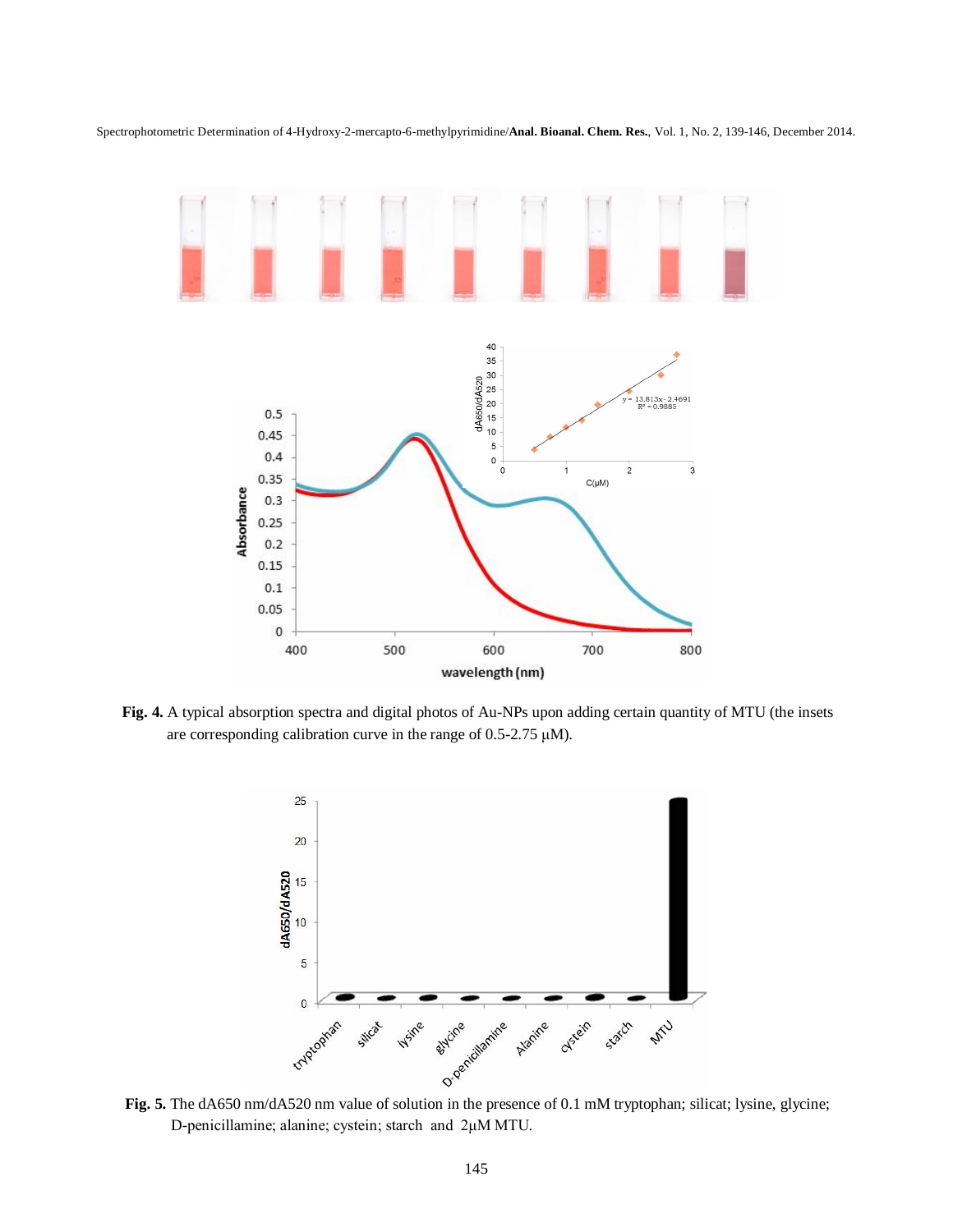**Fig. 4.** A typical absorption spectra and digital photos of Au-NPs upon adding certain quantity of MTU (the insets are corresponding calibration curve in the range of 0.5-2.75 μM).

**Fig. 5.** The dA650 nm/dA520 nm value of solution in the presence of 0.1 mM tryptophan; silicat; lysine, glycine; D-penicillamine; alanine; cystein; starch and 2μM MTU.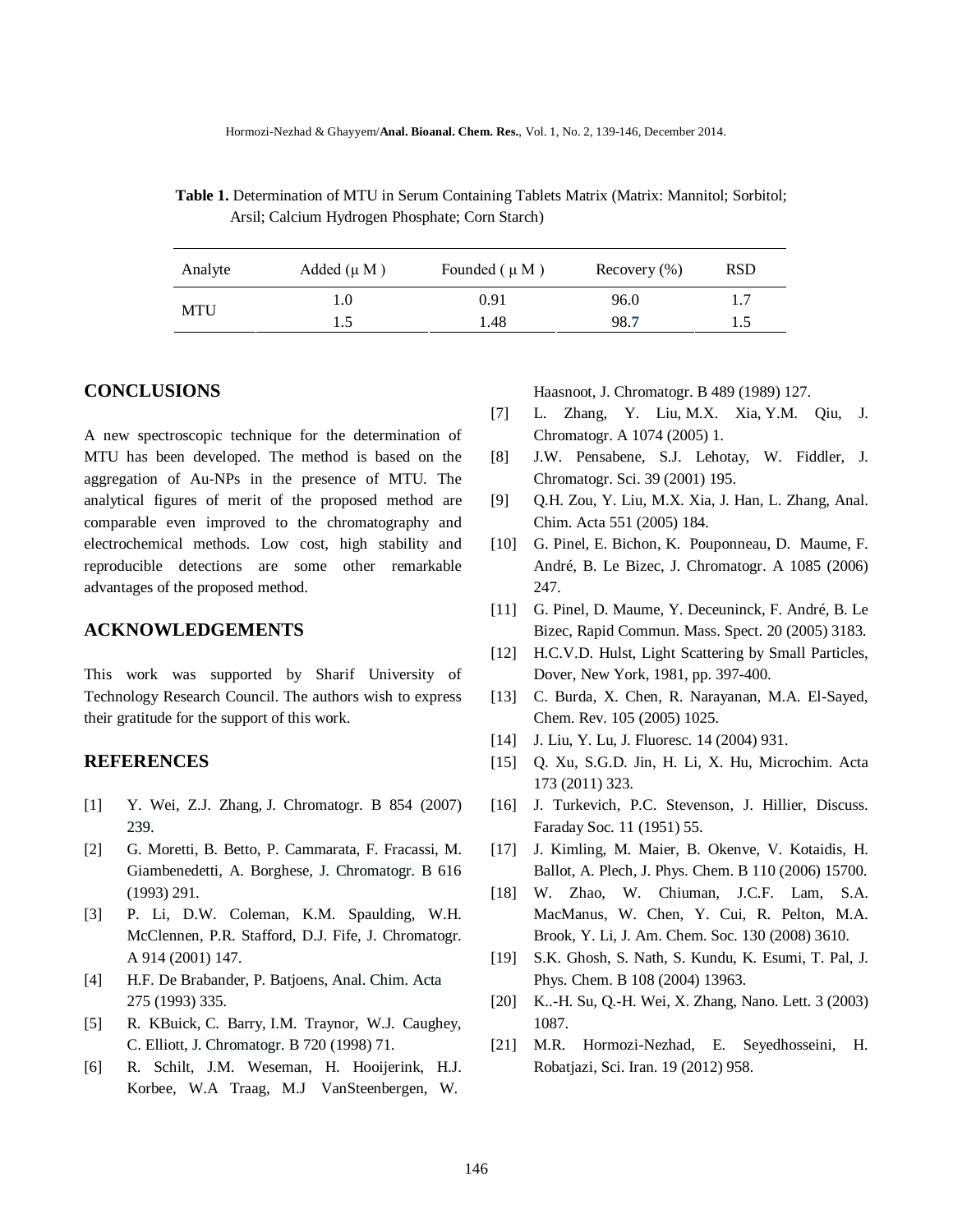**Table 1.** Determination of MTU in Serum Containing Tablets Matrix (Matrix: Mannitol; Sorbitol; Arsil; Calcium Hydrogen Phosphate; Corn Starch)

| Analyte | Added (μ M ) | Founded ( μ M ) | Recovery (%) | RSD |
|---|---|---|---|---|
| MTU | 1.0 | 0.91 | 96.0 | 1.7 |
| | 1.5 | 1.48 | 98.7 | 1.5 |

## CONCLUSIONS

A new spectroscopic technique for the determination of MTU has been developed. The method is based on the aggregation of Au-NPs in the presence of MTU. The analytical figures of merit of the proposed method are comparable even improved to the chromatography and electrochemical methods. Low cost, high stability and reproducible detections are some other remarkable advantages of the proposed method.

## ACKNOWLEDGEMENTS

This work was supported by Sharif University of Technology Research Council. The authors wish to express their gratitude for the support of this work.

## REFERENCES

[1] Y. Wei, Z.J. Zhang, J. Chromatogr. B 854 (2007) 239.

[2] G. Moretti, B. Betto, P. Cammarata, F. Fracassi, M. Giambenedetti, A. Borghese, J. Chromatogr. B 616 (1993) 291.

[3] P. Li, D.W. Coleman, K.M. Spaulding, W.H. McClennen, P.R. Stafford, D.J. Fife, J. Chromatogr. A 914 (2001) 147.

[4] H.F. De Brabander, P. Batjoens, Anal. Chim. Acta 275 (1993) 335.

[5] R. KBuick, C. Barry, I.M. Traynor, W.J. Caughey, C. Elliott, J. Chromatogr. B 720 (1998) 71.

[6] R. Schilt, J.M. Weseman, H. Hooijerink, H.J. Korbee, W.A Traag, M.J VanSteenbergen, W. Haasnoot, J. Chromatogr. B 489 (1989) 127.

[7] L. Zhang, Y. Liu, M.X. Xia, Y.M. Qiu, J. Chromatogr. A 1074 (2005) 1.

[8] J.W. Pensabene, S.J. Lehotay, W. Fiddler, J. Chromatogr. Sci. 39 (2001) 195.

[9] Q.H. Zou, Y. Liu, M.X. Xia, J. Han, L. Zhang, Anal. Chim. Acta 551 (2005) 184.

[10] G. Pinel, E. Bichon, K. Pouponneau, D. Maume, F. André, B. Le Bizec, J. Chromatogr. A 1085 (2006) 247.

[11] G. Pinel, D. Maume, Y. Deceuninck, F. André, B. Le Bizec, Rapid Commun. Mass. Spect. 20 (2005) 3183.

[12] H.C.V.D. Hulst, Light Scattering by Small Particles, Dover, New York, 1981, pp. 397-400.

[13] C. Burda, X. Chen, R. Narayanan, M.A. El-Sayed, Chem. Rev. 105 (2005) 1025.

[14] J. Liu, Y. Lu, J. Fluoresc. 14 (2004) 931.

[15] Q. Xu, S.G.D. Jin, H. Li, X. Hu, Microchim. Acta 173 (2011) 323.

[16] J. Turkevich, P.C. Stevenson, J. Hillier, Discuss. Faraday Soc. 11 (1951) 55.

[17] J. Kimling, M. Maier, B. Okenve, V. Kotaidis, H. Ballot, A. Plech, J. Phys. Chem. B 110 (2006) 15700.

[18] W. Zhao, W. Chiuman, J.C.F. Lam, S.A. MacManus, W. Chen, Y. Cui, R. Pelton, M.A. Brook, Y. Li, J. Am. Chem. Soc. 130 (2008) 3610.

[19] S.K. Ghosh, S. Nath, S. Kundu, K. Esumi, T. Pal, J. Phys. Chem. B 108 (2004) 13963.

[20] K..-H. Su, Q.-H. Wei, X. Zhang, Nano. Lett. 3 (2003) 1087.

[21] M.R. Hormozi-Nezhad, E. Seyedhosseini, H. Robatjazi, Sci. Iran. 19 (2012) 958.